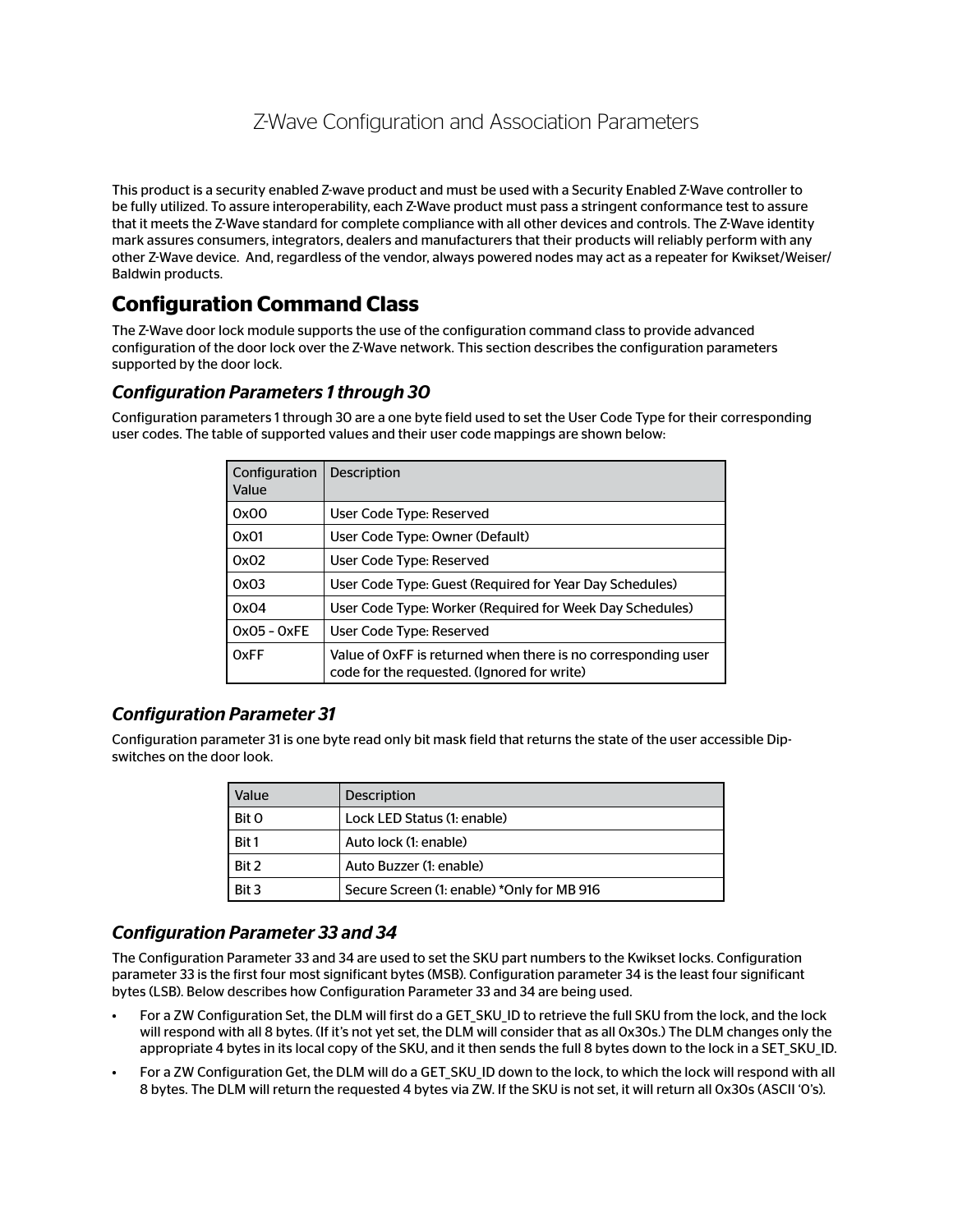# Z-Wave Configuration and Association Parameters

This product is a security enabled Z-wave product and must be used with a Security Enabled Z-Wave controller to be fully utilized. To assure interoperability, each Z-Wave product must pass a stringent conformance test to assure that it meets the Z-Wave standard for complete compliance with all other devices and controls. The Z-Wave identity mark assures consumers, integrators, dealers and manufacturers that their products will reliably perform with any other Z-Wave device. And, regardless of the vendor, always powered nodes may act as a repeater for Kwikset/Weiser/Baldwin products.

## Configuration Command Class

The Z-Wave door lock module supports the use of the configuration command class to provide advanced configuration of the door lock over the Z-Wave network. This section describes the configuration parameters supported by the door lock.

### *Configuration Parameters 1 through 30*

Configuration parameters 1 through 30 are a one byte field used to set the User Code Type for their corresponding user codes. The table of supported values and their user code mappings are shown below:

| Configuration Value | Description |
|---|---|
| 0x00 | User Code Type: Reserved |
| 0x01 | User Code Type: Owner (Default) |
| 0x02 | User Code Type: Reserved |
| 0x03 | User Code Type: Guest (Required for Year Day Schedules) |
| 0x04 | User Code Type: Worker (Required for Week Day Schedules) |
| 0x05 – 0xFE | User Code Type: Reserved |
| 0xFF | Value of 0xFF is returned when there is no corresponding user code for the requested. (Ignored for write) |

### *Configuration Parameter 31*

Configuration parameter 31 is one byte read only bit mask field that returns the state of the user accessible Dip-switches on the door look.

| Value | Description |
|---|---|
| Bit 0 | Lock LED Status (1: enable) |
| Bit 1 | Auto lock (1: enable) |
| Bit 2 | Auto Buzzer (1: enable) |
| Bit 3 | Secure Screen (1: enable) *Only for MB 916 |

### *Configuration Parameter 33 and 34*

The Configuration Parameter 33 and 34 are used to set the SKU part numbers to the Kwikset locks. Configuration parameter 33 is the first four most significant bytes (MSB). Configuration parameter 34 is the least four significant bytes (LSB). Below describes how Configuration Parameter 33 and 34 are being used.

- For a ZW Configuration Set, the DLM will first do a GET_SKU_ID to retrieve the full SKU from the lock, and the lock will respond with all 8 bytes. (If it's not yet set, the DLM will consider that as all 0x30s.) The DLM changes only the appropriate 4 bytes in its local copy of the SKU, and it then sends the full 8 bytes down to the lock in a SET_SKU_ID.
- For a ZW Configuration Get, the DLM will do a GET_SKU_ID down to the lock, to which the lock will respond with all 8 bytes. The DLM will return the requested 4 bytes via ZW. If the SKU is not set, it will return all 0x30s (ASCII '0's).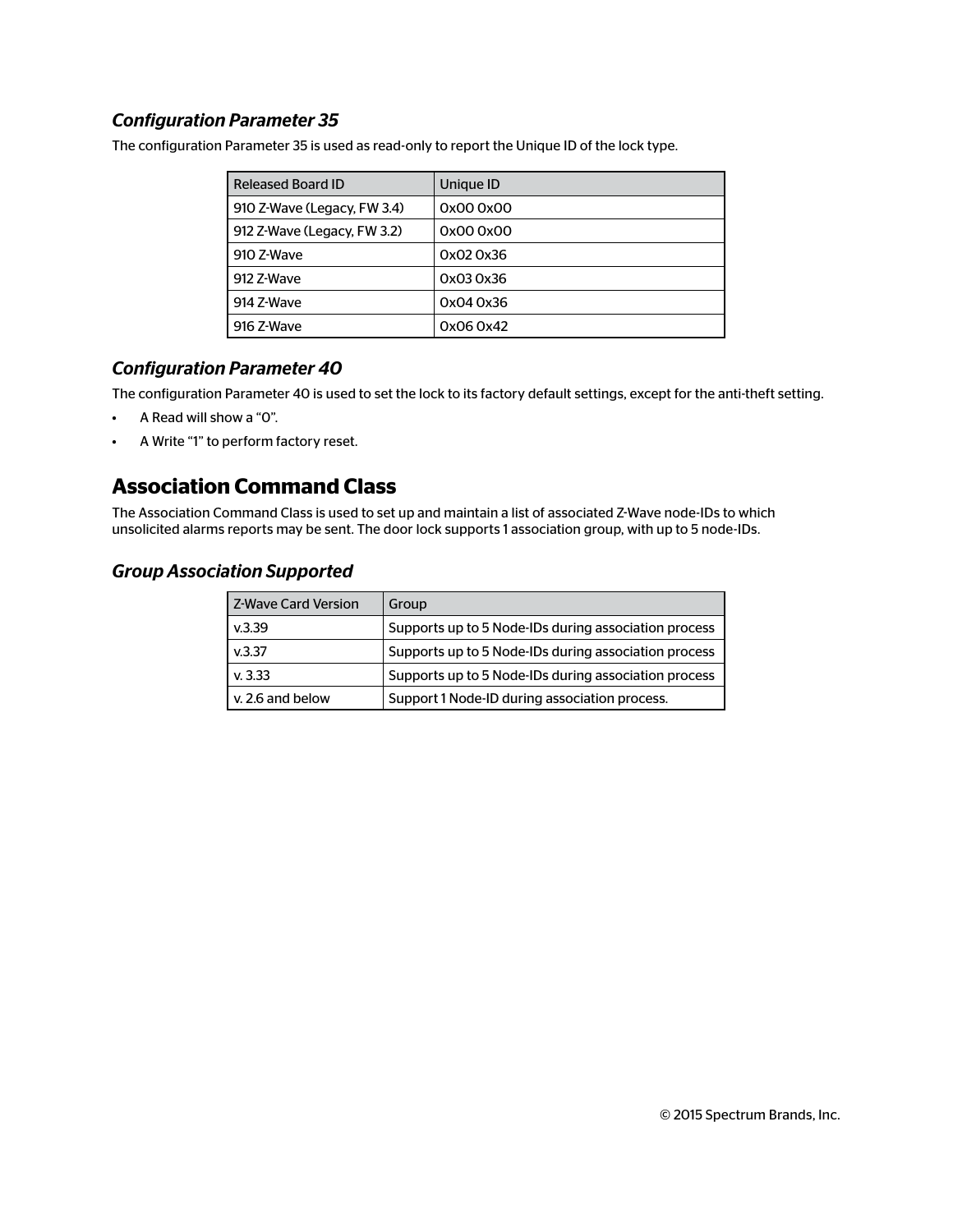### *Configuration Parameter 35*

The configuration Parameter 35 is used as read-only to report the Unique ID of the lock type.

| Released Board ID | Unique ID |
|---|---|
| 910 Z-Wave (Legacy, FW 3.4) | 0x00 0x00 |
| 912 Z-Wave (Legacy, FW 3.2) | 0x00 0x00 |
| 910 Z-Wave | 0x02 0x36 |
| 912 Z-Wave | 0x03 0x36 |
| 914 Z-Wave | 0x04 0x36 |
| 916 Z-Wave | 0x06 0x42 |

### *Configuration Parameter 40*

The configuration Parameter 40 is used to set the lock to its factory default settings, except for the anti-theft setting.

- A Read will show a "0".
- A Write "1" to perform factory reset.

## Association Command Class

The Association Command Class is used to set up and maintain a list of associated Z-Wave node-IDs to which unsolicited alarms reports may be sent. The door lock supports 1 association group, with up to 5 node-IDs.

### *Group Association Supported*

| Z-Wave Card Version | Group |
|---|---|
| v.3.39 | Supports up to 5 Node-IDs during association process |
| v.3.37 | Supports up to 5 Node-IDs during association process |
| v. 3.33 | Supports up to 5 Node-IDs during association process |
| v. 2.6 and below | Support 1 Node-ID during association process. |

© 2015 Spectrum Brands, Inc.